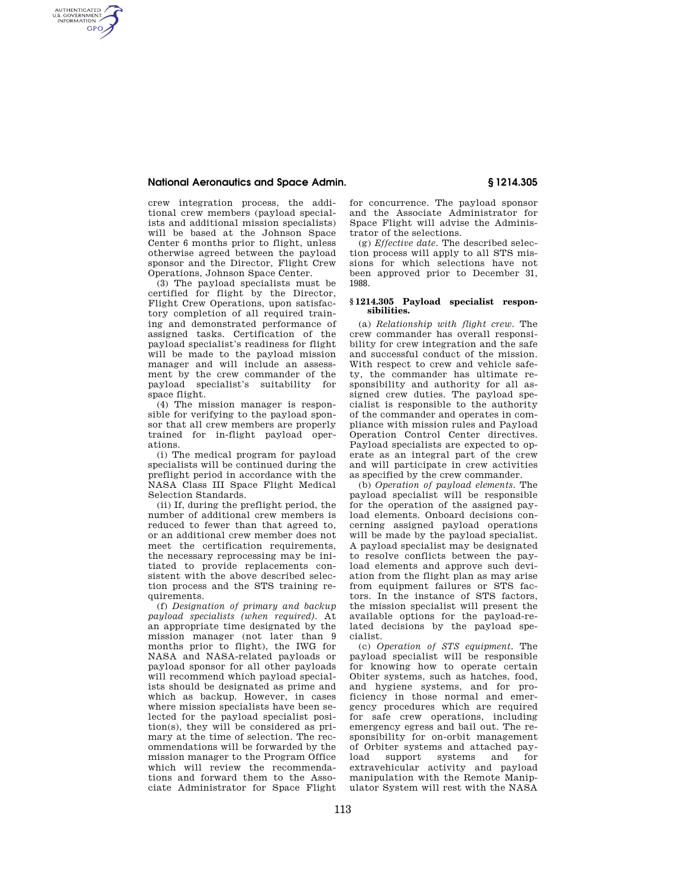crew integration process, the additional crew members (payload specialists and additional mission specialists) will be based at the Johnson Space Center 6 months prior to flight, unless otherwise agreed between the payload sponsor and the Director, Flight Crew Operations, Johnson Space Center.

(3) The payload specialists must be certified for flight by the Director, Flight Crew Operations, upon satisfactory completion of all required training and demonstrated performance of assigned tasks. Certification of the payload specialist's readiness for flight will be made to the payload mission manager and will include an assessment by the crew commander of the payload specialist's suitability for space flight.

(4) The mission manager is responsible for verifying to the payload sponsor that all crew members are properly trained for in-flight payload operations.

(i) The medical program for payload specialists will be continued during the preflight period in accordance with the NASA Class III Space Flight Medical Selection Standards.

(ii) If, during the preflight period, the number of additional crew members is reduced to fewer than that agreed to, or an additional crew member does not meet the certification requirements, the necessary reprocessing may be initiated to provide replacements consistent with the above described selection process and the STS training requirements.

(f) *Designation of primary and backup payload specialists (when required).* At an appropriate time designated by the mission manager (not later than 9 months prior to flight), the IWG for NASA and NASA-related payloads or payload sponsor for all other payloads will recommend which payload specialists should be designated as prime and which as backup. However, in cases where mission specialists have been selected for the payload specialist position(s), they will be considered as primary at the time of selection. The recommendations will be forwarded by the mission manager to the Program Office which will review the recommendations and forward them to the Associate Administrator for Space Flight for concurrence. The payload sponsor and the Associate Administrator for Space Flight will advise the Administrator of the selections.

(g) *Effective date.* The described selection process will apply to all STS missions for which selections have not been approved prior to December 31, 1988.

## § 1214.305 Payload specialist responsibilities.

(a) *Relationship with flight crew.* The crew commander has overall responsibility for crew integration and the safe and successful conduct of the mission. With respect to crew and vehicle safety, the commander has ultimate responsibility and authority for all assigned crew duties. The payload specialist is responsible to the authority of the commander and operates in compliance with mission rules and Payload Operation Control Center directives. Payload specialists are expected to operate as an integral part of the crew and will participate in crew activities as specified by the crew commander.

(b) *Operation of payload elements.* The payload specialist will be responsible for the operation of the assigned payload elements. Onboard decisions concerning assigned payload operations will be made by the payload specialist. A payload specialist may be designated to resolve conflicts between the payload elements and approve such deviation from the flight plan as may arise from equipment failures or STS factors. In the instance of STS factors, the mission specialist will present the available options for the payload-related decisions by the payload specialist.

(c) *Operation of STS equipment.* The payload specialist will be responsible for knowing how to operate certain Obiter systems, such as hatches, food, and hygiene systems, and for proficiency in those normal and emergency procedures which are required for safe crew operations, including emergency egress and bail out. The responsibility for on-orbit management of Orbiter systems and attached payload support systems and for extravehicular activity and payload manipulation with the Remote Manipulator System will rest with the NASA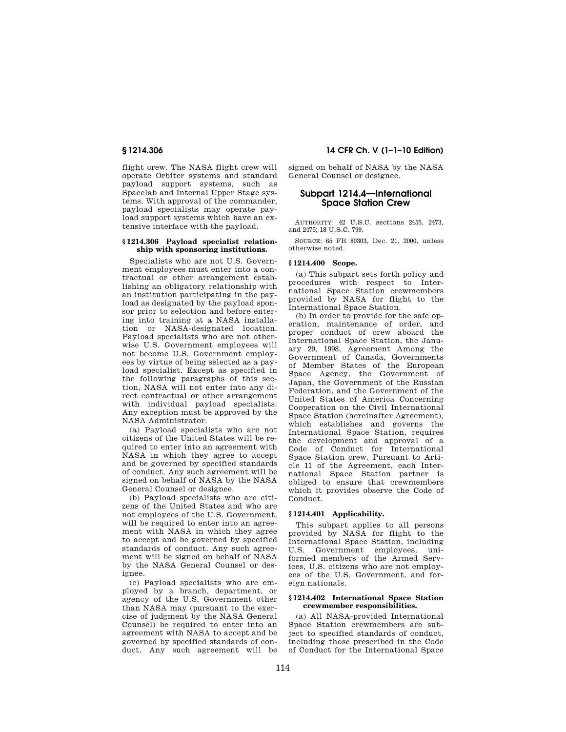flight crew. The NASA flight crew will operate Orbiter systems and standard payload support systems, such as Spacelab and Internal Upper Stage systems. With approval of the commander, payload specialists may operate payload support systems which have an extensive interface with the payload.

#### § 1214.306 Payload specialist relationship with sponsoring institutions.

Specialists who are not U.S. Government employees must enter into a contractual or other arrangement establishing an obligatory relationship with an institution participating in the payload as designated by the payload sponsor prior to selection and before entering into training at a NASA installation or NASA-designated location. Payload specialists who are not otherwise U.S. Government employees will not become U.S. Government employees by virtue of being selected as a payload specialist. Except as specified in the following paragraphs of this section, NASA will not enter into any direct contractual or other arrangement with individual payload specialists. Any exception must be approved by the NASA Administrator.

(a) Payload specialists who are not citizens of the United States will be required to enter into an agreement with NASA in which they agree to accept and be governed by specified standards of conduct. Any such agreement will be signed on behalf of NASA by the NASA General Counsel or designee.

(b) Payload specialists who are citizens of the United States and who are not employees of the U.S. Government, will be required to enter into an agreement with NASA in which they agree to accept and be governed by specified standards of conduct. Any such agreement will be signed on behalf of NASA by the NASA General Counsel or designee.

(c) Payload specialists who are employed by a branch, department, or agency of the U.S. Government other than NASA may (pursuant to the exercise of judgment by the NASA General Counsel) be required to enter into an agreement with NASA to accept and be governed by specified standards of conduct. Any such agreement will be signed on behalf of NASA by the NASA General Counsel or designee.

## Subpart 1214.4—International Space Station Crew

AUTHORITY: 42 U.S.C. sections 2455, 2473, and 2475; 18 U.S.C. 799.

SOURCE: 65 FR 80303, Dec. 21, 2000, unless otherwise noted.

#### § 1214.400 Scope.

(a) This subpart sets forth policy and procedures with respect to International Space Station crewmembers provided by NASA for flight to the International Space Station.

(b) In order to provide for the safe operation, maintenance of order, and proper conduct of crew aboard the International Space Station, the January 29, 1998, Agreement Among the Government of Canada, Governments of Member States of the European Space Agency, the Government of Japan, the Government of the Russian Federation, and the Government of the United States of America Concerning Cooperation on the Civil International Space Station (hereinafter Agreement), which establishes and governs the International Space Station, requires the development and approval of a Code of Conduct for International Space Station crew. Pursuant to Article 11 of the Agreement, each International Space Station partner is obliged to ensure that crewmembers which it provides observe the Code of Conduct.

#### § 1214.401 Applicability.

This subpart applies to all persons provided by NASA for flight to the International Space Station, including U.S. Government employees, uniformed members of the Armed Services, U.S. citizens who are not employees of the U.S. Government, and foreign nationals.

#### § 1214.402 International Space Station crewmember responsibilities.

(a) All NASA-provided International Space Station crewmembers are subject to specified standards of conduct, including those prescribed in the Code of Conduct for the International Space